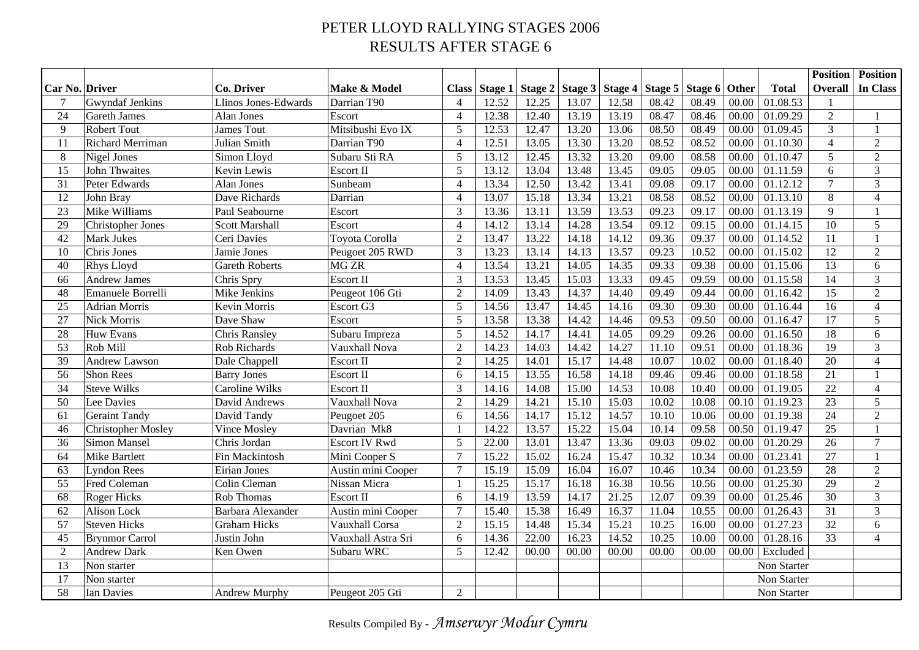# PETER LLOYD RALLYING STAGES 2006

## RESULTS AFTER STAGE 6

| Car No. | Driver | Co. Driver | Make & Model | Class | Stage 1 | Stage 2 | Stage 3 | Stage 4 | Stage 5 | Stage 6 | Other | Total | Position Overall | Position In Class |
|---|---|---|---|---|---|---|---|---|---|---|---|---|---|---|
| 7 | Gwyndaf Jenkins | Llinos Jones-Edwards | Darrian T90 | 4 | 12.52 | 12.25 | 13.07 | 12.58 | 08.42 | 08.49 | 00.00 | 01.08.53 | 1 | |
| 24 | Gareth James | Alan Jones | Escort | 4 | 12.38 | 12.40 | 13.19 | 13.19 | 08.47 | 08.46 | 00.00 | 01.09.29 | 2 | 1 |
| 9 | Robert Tout | James Tout | Mitsibushi Evo IX | 5 | 12.53 | 12.47 | 13.20 | 13.06 | 08.50 | 08.49 | 00.00 | 01.09.45 | 3 | 1 |
| 11 | Richard Merriman | Julian Smith | Darrian T90 | 4 | 12.51 | 13.05 | 13.30 | 13.20 | 08.52 | 08.52 | 00.00 | 01.10.30 | 4 | 2 |
| 8 | Nigel Jones | Simon Lloyd | Subaru Sti RA | 5 | 13.12 | 12.45 | 13.32 | 13.20 | 09.00 | 08.58 | 00.00 | 01.10.47 | 5 | 2 |
| 15 | John Thwaites | Kevin Lewis | Escort II | 5 | 13.12 | 13.04 | 13.48 | 13.45 | 09.05 | 09.05 | 00.00 | 01.11.59 | 6 | 3 |
| 31 | Peter Edwards | Alan Jones | Sunbeam | 4 | 13.34 | 12.50 | 13.42 | 13.41 | 09.08 | 09.17 | 00.00 | 01.12.12 | 7 | 3 |
| 12 | John Bray | Dave Richards | Darrian | 4 | 13.07 | 15.18 | 13.34 | 13.21 | 08.58 | 08.52 | 00.00 | 01.13.10 | 8 | 4 |
| 23 | Mike Williams | Paul Seabourne | Escort | 3 | 13.36 | 13.11 | 13.59 | 13.53 | 09.23 | 09.17 | 00.00 | 01.13.19 | 9 | 1 |
| 29 | Christopher Jones | Scott Marshall | Escort | 4 | 14.12 | 13.14 | 14.28 | 13.54 | 09.12 | 09.15 | 00.00 | 01.14.15 | 10 | 5 |
| 42 | Mark Jukes | Ceri Davies | Toyota Corolla | 2 | 13.47 | 13.22 | 14.18 | 14.12 | 09.36 | 09.37 | 00.00 | 01.14.52 | 11 | 1 |
| 10 | Chris Jones | Jamie Jones | Peugoet 205 RWD | 3 | 13.23 | 13.14 | 14.13 | 13.57 | 09.23 | 10.52 | 00.00 | 01.15.02 | 12 | 2 |
| 40 | Rhys Lloyd | Gareth Roberts | MG ZR | 4 | 13.54 | 13.21 | 14.05 | 14.35 | 09.33 | 09.38 | 00.00 | 01.15.06 | 13 | 6 |
| 66 | Andrew James | Chris Spry | Escort II | 3 | 13.53 | 13.45 | 15.03 | 13.33 | 09.45 | 09.59 | 00.00 | 01.15.58 | 14 | 3 |
| 48 | Emanuele Borrelli | Mike Jenkins | Peugeot 106 Gti | 2 | 14.09 | 13.43 | 14.37 | 14.40 | 09.49 | 09.44 | 00.00 | 01.16.42 | 15 | 2 |
| 25 | Adrian Morris | Kevin Morris | Escort G3 | 5 | 14.56 | 13.47 | 14.45 | 14.16 | 09.30 | 09.30 | 00.00 | 01.16.44 | 16 | 4 |
| 27 | Nick Morris | Dave Shaw | Escort | 5 | 13.58 | 13.38 | 14.42 | 14.46 | 09.53 | 09.50 | 00.00 | 01.16.47 | 17 | 5 |
| 28 | Huw Evans | Chris Ransley | Subaru Impreza | 5 | 14.52 | 14.17 | 14.41 | 14.05 | 09.29 | 09.26 | 00.00 | 01.16.50 | 18 | 6 |
| 53 | Rob Mill | Rob Richards | Vauxhall Nova | 2 | 14.23 | 14.03 | 14.42 | 14.27 | 11.10 | 09.51 | 00.00 | 01.18.36 | 19 | 3 |
| 39 | Andrew Lawson | Dale Chappell | Escort II | 2 | 14.25 | 14.01 | 15.17 | 14.48 | 10.07 | 10.02 | 00.00 | 01.18.40 | 20 | 4 |
| 56 | Shon Rees | Barry Jones | Escort II | 6 | 14.15 | 13.55 | 16.58 | 14.18 | 09.46 | 09.46 | 00.00 | 01.18.58 | 21 | 1 |
| 34 | Steve Wilks | Caroline Wilks | Escort II | 3 | 14.16 | 14.08 | 15.00 | 14.53 | 10.08 | 10.40 | 00.00 | 01.19.05 | 22 | 4 |
| 50 | Lee Davies | David Andrews | Vauxhall Nova | 2 | 14.29 | 14.21 | 15.10 | 15.03 | 10.02 | 10.08 | 00.10 | 01.19.23 | 23 | 5 |
| 61 | Geraint Tandy | David Tandy | Peugeot 205 | 6 | 14.56 | 14.17 | 15.12 | 14.57 | 10.10 | 10.06 | 00.00 | 01.19.38 | 24 | 2 |
| 46 | Christopher Mosley | Vince Mosley | Davrian Mk8 | 1 | 14.22 | 13.57 | 15.22 | 15.04 | 10.14 | 09.58 | 00.50 | 01.19.47 | 25 | 1 |
| 36 | Simon Mansel | Chris Jordan | Escort IV Rwd | 5 | 22.00 | 13.01 | 13.47 | 13.36 | 09.03 | 09.02 | 00.00 | 01.20.29 | 26 | 7 |
| 64 | Mike Bartlett | Fin Mackintosh | Mini Cooper S | 7 | 15.22 | 15.02 | 16.24 | 15.47 | 10.32 | 10.34 | 00.00 | 01.23.41 | 27 | 1 |
| 63 | Lyndon Rees | Eirian Jones | Austin mini Cooper | 7 | 15.19 | 15.09 | 16.04 | 16.07 | 10.46 | 10.34 | 00.00 | 01.23.59 | 28 | 2 |
| 55 | Fred Coleman | Colin Cleman | Nissan Micra | 1 | 15.25 | 15.17 | 16.18 | 16.38 | 10.56 | 10.56 | 00.00 | 01.25.30 | 29 | 2 |
| 68 | Roger Hicks | Rob Thomas | Escort II | 6 | 14.19 | 13.59 | 14.17 | 21.25 | 12.07 | 09.39 | 00.00 | 01.25.46 | 30 | 3 |
| 62 | Alison Lock | Barbara Alexander | Austin mini Cooper | 7 | 15.40 | 15.38 | 16.49 | 16.37 | 11.04 | 10.55 | 00.00 | 01.26.43 | 31 | 3 |
| 57 | Steven Hicks | Graham Hicks | Vauxhall Corsa | 2 | 15.15 | 14.48 | 15.34 | 15.21 | 10.25 | 16.00 | 00.00 | 01.27.23 | 32 | 6 |
| 45 | Brynmor Carrol | Justin John | Vauxhall Astra Sri | 6 | 14.36 | 22.00 | 16.23 | 14.52 | 10.25 | 10.00 | 00.00 | 01.28.16 | 33 | 4 |
| 2 | Andrew Dark | Ken Owen | Subaru WRC | 5 | 12.42 | 00.00 | 00.00 | 00.00 | 00.00 | 00.00 | 00.00 | Excluded | | |
| 13 | Non starter | | | | | | | | | | | Non Starter | | |
| 17 | Non starter | | | | | | | | | | | Non Starter | | |
| 58 | Ian Davies | Andrew Murphy | Peugeot 205 Gti | 2 | | | | | | | | Non Starter | | |

Results Compiled By - *Amserwyr Modur Cymru*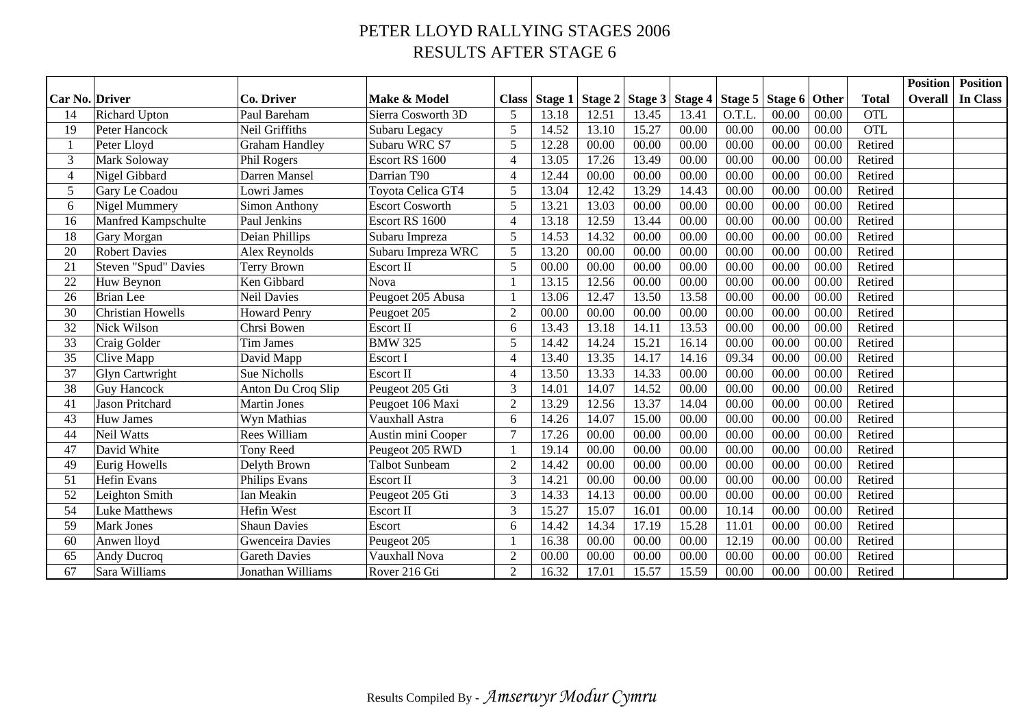# PETER LLOYD RALLYING STAGES 2006
## RESULTS AFTER STAGE 6

| Car No. | Driver | Co. Driver | Make & Model | Class | Stage 1 | Stage 2 | Stage 3 | Stage 4 | Stage 5 | Stage 6 | Other | Total | Position Overall | Position In Class |
|---|---|---|---|---|---|---|---|---|---|---|---|---|---|---|
| 14 | Richard Upton | Paul Bareham | Sierra Cosworth 3D | 5 | 13.18 | 12.51 | 13.45 | 13.41 | O.T.L. | 00.00 | 00.00 | OTL | | |
| 19 | Peter Hancock | Neil Griffiths | Subaru Legacy | 5 | 14.52 | 13.10 | 15.27 | 00.00 | 00.00 | 00.00 | 00.00 | OTL | | |
| 1 | Peter Lloyd | Graham Handley | Subaru WRC S7 | 5 | 12.28 | 00.00 | 00.00 | 00.00 | 00.00 | 00.00 | 00.00 | Retired | | |
| 3 | Mark Soloway | Phil Rogers | Escort RS 1600 | 4 | 13.05 | 17.26 | 13.49 | 00.00 | 00.00 | 00.00 | 00.00 | Retired | | |
| 4 | Nigel Gibbard | Darren Mansel | Darrian T90 | 4 | 12.44 | 00.00 | 00.00 | 00.00 | 00.00 | 00.00 | 00.00 | Retired | | |
| 5 | Gary Le Coadou | Lowri James | Toyota Celica GT4 | 5 | 13.04 | 12.42 | 13.29 | 14.43 | 00.00 | 00.00 | 00.00 | Retired | | |
| 6 | Nigel Mummery | Simon Anthony | Escort Cosworth | 5 | 13.21 | 13.03 | 00.00 | 00.00 | 00.00 | 00.00 | 00.00 | Retired | | |
| 16 | Manfred Kampschulte | Paul Jenkins | Escort RS 1600 | 4 | 13.18 | 12.59 | 13.44 | 00.00 | 00.00 | 00.00 | 00.00 | Retired | | |
| 18 | Gary Morgan | Deian Phillips | Subaru Impreza | 5 | 14.53 | 14.32 | 00.00 | 00.00 | 00.00 | 00.00 | 00.00 | Retired | | |
| 20 | Robert Davies | Alex Reynolds | Subaru Impreza WRC | 5 | 13.20 | 00.00 | 00.00 | 00.00 | 00.00 | 00.00 | 00.00 | Retired | | |
| 21 | Steven "Spud" Davies | Terry Brown | Escort II | 5 | 00.00 | 00.00 | 00.00 | 00.00 | 00.00 | 00.00 | 00.00 | Retired | | |
| 22 | Huw Beynon | Ken Gibbard | Nova | 1 | 13.15 | 12.56 | 00.00 | 00.00 | 00.00 | 00.00 | 00.00 | Retired | | |
| 26 | Brian Lee | Neil Davies | Peugoet 205 Abusa | 1 | 13.06 | 12.47 | 13.50 | 13.58 | 00.00 | 00.00 | 00.00 | Retired | | |
| 30 | Christian Howells | Howard Penry | Peugoet 205 | 2 | 00.00 | 00.00 | 00.00 | 00.00 | 00.00 | 00.00 | 00.00 | Retired | | |
| 32 | Nick Wilson | Chrsi Bowen | Escort II | 6 | 13.43 | 13.18 | 14.11 | 13.53 | 00.00 | 00.00 | 00.00 | Retired | | |
| 33 | Craig Golder | Tim James | BMW 325 | 5 | 14.42 | 14.24 | 15.21 | 16.14 | 00.00 | 00.00 | 00.00 | Retired | | |
| 35 | Clive Mapp | David Mapp | Escort I | 4 | 13.40 | 13.35 | 14.17 | 14.16 | 09.34 | 00.00 | 00.00 | Retired | | |
| 37 | Glyn Cartwright | Sue Nicholls | Escort II | 4 | 13.50 | 13.33 | 14.33 | 00.00 | 00.00 | 00.00 | 00.00 | Retired | | |
| 38 | Guy Hancock | Anton Du Croq Slip | Peugeot 205 Gti | 3 | 14.01 | 14.07 | 14.52 | 00.00 | 00.00 | 00.00 | 00.00 | Retired | | |
| 41 | Jason Pritchard | Martin Jones | Peugoet 106 Maxi | 2 | 13.29 | 12.56 | 13.37 | 14.04 | 00.00 | 00.00 | 00.00 | Retired | | |
| 43 | Huw James | Wyn Mathias | Vauxhall Astra | 6 | 14.26 | 14.07 | 15.00 | 00.00 | 00.00 | 00.00 | 00.00 | Retired | | |
| 44 | Neil Watts | Rees William | Austin mini Cooper | 7 | 17.26 | 00.00 | 00.00 | 00.00 | 00.00 | 00.00 | 00.00 | Retired | | |
| 47 | David White | Tony Reed | Peugeot 205 RWD | 1 | 19.14 | 00.00 | 00.00 | 00.00 | 00.00 | 00.00 | 00.00 | Retired | | |
| 49 | Eurig Howells | Delyth Brown | Talbot Sunbeam | 2 | 14.42 | 00.00 | 00.00 | 00.00 | 00.00 | 00.00 | 00.00 | Retired | | |
| 51 | Hefin Evans | Philips Evans | Escort II | 3 | 14.21 | 00.00 | 00.00 | 00.00 | 00.00 | 00.00 | 00.00 | Retired | | |
| 52 | Leighton Smith | Ian Meakin | Peugeot 205 Gti | 3 | 14.33 | 14.13 | 00.00 | 00.00 | 00.00 | 00.00 | 00.00 | Retired | | |
| 54 | Luke Matthews | Hefin West | Escort II | 3 | 15.27 | 15.07 | 16.01 | 00.00 | 10.14 | 00.00 | 00.00 | Retired | | |
| 59 | Mark Jones | Shaun Davies | Escort | 6 | 14.42 | 14.34 | 17.19 | 15.28 | 11.01 | 00.00 | 00.00 | Retired | | |
| 60 | Anwen lloyd | Gwenceira Davies | Peugeot 205 | 1 | 16.38 | 00.00 | 00.00 | 00.00 | 12.19 | 00.00 | 00.00 | Retired | | |
| 65 | Andy Ducroq | Gareth Davies | Vauxhall Nova | 2 | 00.00 | 00.00 | 00.00 | 00.00 | 00.00 | 00.00 | 00.00 | Retired | | |
| 67 | Sara Williams | Jonathan Williams | Rover 216 Gti | 2 | 16.32 | 17.01 | 15.57 | 15.59 | 00.00 | 00.00 | 00.00 | Retired | | |

Results Compiled By - *Amserwyr Modur Cymru*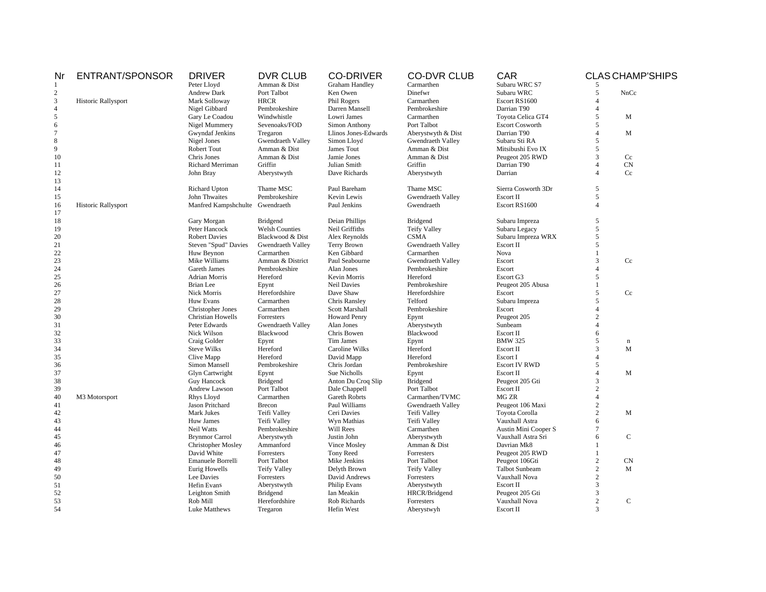| Nr | ENTRANT/SPONSOR | DRIVER | DVR CLUB | CO-DRIVER | CO-DVR CLUB | CAR | CLAS | CHAMP'SHIPS |
|---|---|---|---|---|---|---|---|---|
| 1 | | Peter Lloyd | Amman & Dist | Graham Handley | Carmarthen | Subaru WRC S7 | 5 | |
| 2 | | Andrew Dark | Port Talbot | Ken Owen | Dinefwr | Subaru WRC | 5 | NnCc |
| 3 | Historic Rallysport | Mark Solloway | HRCR | Phil Rogers | Carmarthen | Escort RS1600 | 4 | |
| 4 | | Nigel Gibbard | Pembrokeshire | Darren Mansell | Pembrokeshire | Darrian T90 | 4 | |
| 5 | | Gary Le Coadou | Windwhistle | Lowri James | Carmarthen | Toyota Celica GT4 | 5 | M |
| 6 | | Nigel Mummery | Sevenoaks/FOD | Simon Anthony | Port Talbot | Escort Cosworth | 5 | |
| 7 | | Gwyndaf Jenkins | Tregaron | Llinos Jones-Edwards | Aberystwyth & Dist | Darrian T90 | 4 | M |
| 8 | | Nigel Jones | Gwendraeth Valley | Simon Lloyd | Gwendraeth Valley | Subaru Sti RA | 5 | |
| 9 | | Robert Tout | Amman & Dist | James Tout | Amman & Dist | Mitsibushi Evo IX | 5 | |
| 10 | | Chris Jones | Amman & Dist | Jamie Jones | Amman & Dist | Peugeot 205 RWD | 3 | Cc |
| 11 | | Richard Merriman | Griffin | Julian Smith | Griffin | Darrian T90 | 4 | CN |
| 12 | | John Bray | Aberystwyth | Dave Richards | Aberystwyth | Darrian | 4 | Cc |
| 13 | | | | | | | | |
| 14 | | Richard Upton | Thame MSC | Paul Bareham | Thame MSC | Sierra Cosworth 3Dr | 5 | |
| 15 | | John Thwaites | Pembrokeshire | Kevin Lewis | Gwendraeth Valley | Escort II | 5 | |
| 16 | Historic Rallysport | Manfred Kampshchulte | Gwendraeth | Paul Jenkins | Gwendraeth | Escort RS1600 | 4 | |
| 17 | | | | | | | | |
| 18 | | Gary Morgan | Bridgend | Deian Phillips | Bridgend | Subaru Impreza | 5 | |
| 19 | | Peter Hancock | Welsh Counties | Neil Griffiths | Teify Valley | Subaru Legacy | 5 | |
| 20 | | Robert Davies | Blackwood & Dist | Alex Reynolds | CSMA | Subaru Impreza WRX | 5 | |
| 21 | | Steven "Spud" Davies | Gwendraeth Valley | Terry Brown | Gwendraeth Valley | Escort II | 5 | |
| 22 | | Huw Beynon | Carmarthen | Ken Gibbard | Carmarthen | Nova | 1 | |
| 23 | | Mike Williams | Amman & District | Paul Seabourne | Gwendraeth Valley | Escort | 3 | Cc |
| 24 | | Gareth James | Pembrokeshire | Alan Jones | Pembrokeshire | Escort | 4 | |
| 25 | | Adrian Morris | Hereford | Kevin Morris | Hereford | Escort G3 | 5 | |
| 26 | | Brian Lee | Epynt | Neil Davies | Pembrokeshire | Peugeot 205 Abusa | 1 | |
| 27 | | Nick Morris | Herefordshire | Dave Shaw | Herefordshire | Escort | 5 | Cc |
| 28 | | Huw Evans | Carmarthen | Chris Ransley | Telford | Subaru Impreza | 5 | |
| 29 | | Christopher Jones | Carmarthen | Scott Marshall | Pembrokeshire | Escort | 4 | |
| 30 | | Christian Howells | Forresters | Howard Penry | Epynt | Peugeot 205 | 2 | |
| 31 | | Peter Edwards | Gwendraeth Valley | Alan Jones | Aberystwyth | Sunbeam | 4 | |
| 32 | | Nick Wilson | Blackwood | Chris Bowen | Blackwood | Escort II | 6 | |
| 33 | | Craig Golder | Epynt | Tim James | Epynt | BMW 325 | 5 | n |
| 34 | | Steve Wilks | Hereford | Caroline Wilks | Hereford | Escort II | 3 | M |
| 35 | | Clive Mapp | Hereford | David Mapp | Hereford | Escort I | 4 | |
| 36 | | Simon Mansell | Pembrokeshire | Chris Jordan | Pembrokeshire | Escort IV RWD | 5 | |
| 37 | | Glyn Cartwright | Epynt | Sue Nicholls | Epynt | Escort II | 4 | M |
| 38 | | Guy Hancock | Bridgend | Anton Du Croq Slip | Bridgend | Peugeot 205 Gti | 3 | |
| 39 | | Andrew Lawson | Port Talbot | Dale Chappell | Port Talbot | Escort II | 2 | |
| 40 | M3 Motorsport | Rhys Lloyd | Carmarthen | Gareth Robrts | Carmarthen/TVMC | MG ZR | 4 | |
| 41 | | Jason Pritchard | Brecon | Paul Williams | Gwendraeth Valley | Peugeot 106 Maxi | 2 | |
| 42 | | Mark Jukes | Teifi Valley | Ceri Davies | Teifi Valley | Toyota Corolla | 2 | M |
| 43 | | Huw James | Teifi Valley | Wyn Mathias | Teifi Valley | Vauxhall Astra | 6 | |
| 44 | | Neil Watts | Pembrokeshire | Will Rees | Carmarthen | Austin Mini Cooper S | 7 | |
| 45 | | Brynmor Carrol | Aberystwyth | Justin John | Aberystwyth | Vauxhall Astra Sri | 6 | C |
| 46 | | Christopher Mosley | Ammanford | Vince Mosley | Amman & Dist | Davrian Mk8 | 1 | |
| 47 | | David White | Forresters | Tony Reed | Forresters | Peugeot 205 RWD | 1 | |
| 48 | | Emanuele Borrelli | Port Talbot | Mike Jenkins | Port Talbot | Peugeot 106Gti | 2 | CN |
| 49 | | Eurig Howells | Teify Valley | Delyth Brown | Teify Valley | Talbot Sunbeam | 2 | M |
| 50 | | Lee Davies | Forresters | David Andrews | Forresters | Vauxhall Nova | 2 | |
| 51 | | Hefin Evans | Aberystwyth | Philip Evans | Aberystwyth | Escort II | 3 | |
| 52 | | Leighton Smith | Bridgend | Ian Meakin | HRCR/Bridgend | Peugeot 205 Gti | 3 | |
| 53 | | Rob Mill | Herefordshire | Rob Richards | Forresters | Vauxhall Nova | 2 | C |
| 54 | | Luke Matthews | Tregaron | Hefin West | Aberystwyh | Escort II | 3 | |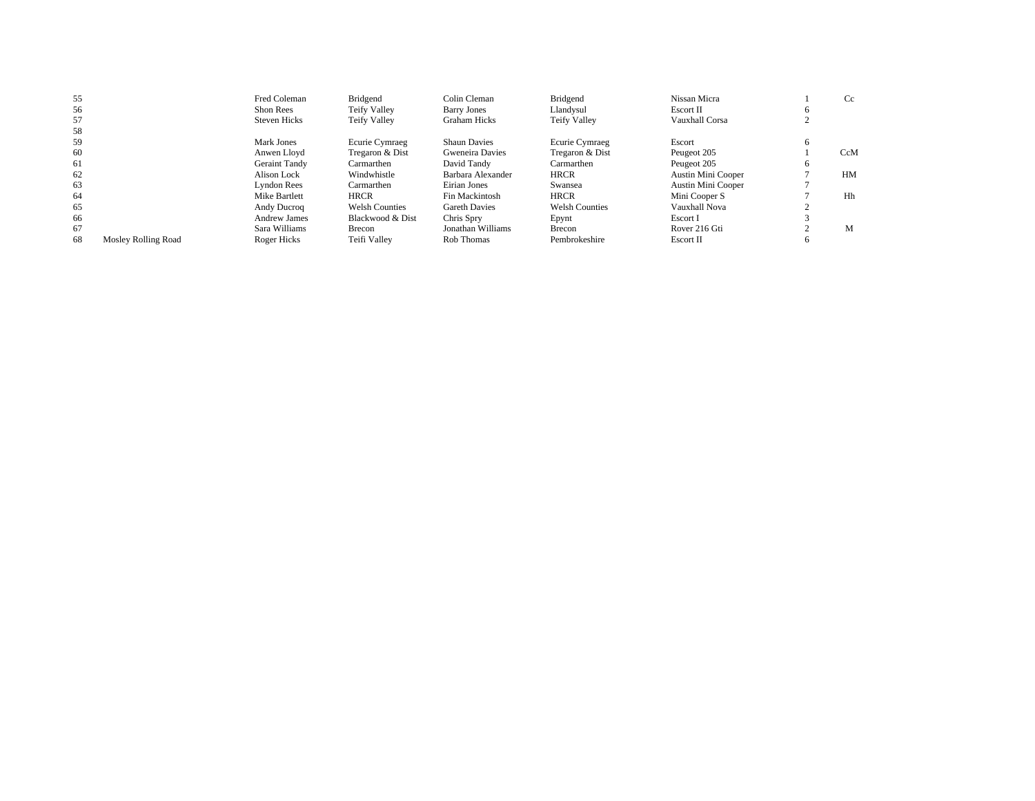| | | | | | | | | |
|---|---|---|---|---|---|---|---|---|
| 55 | | Fred Coleman | Bridgend | Colin Cleman | Bridgend | Nissan Micra | 1 | Cc |
| 56 | | Shon Rees | Teify Valley | Barry Jones | Llandysul | Escort II | 6 | |
| 57 | | Steven Hicks | Teify Valley | Graham Hicks | Teify Valley | Vauxhall Corsa | 2 | |
| 58 | | | | | | | | |
| 59 | | Mark Jones | Ecurie Cymraeg | Shaun Davies | Ecurie Cymraeg | Escort | 6 | |
| 60 | | Anwen Lloyd | Tregaron & Dist | Gweneira Davies | Tregaron & Dist | Peugeot 205 | 1 | CcM |
| 61 | | Geraint Tandy | Carmarthen | David Tandy | Carmarthen | Peugeot 205 | 6 | |
| 62 | | Alison Lock | Windwhistle | Barbara Alexander | HRCR | Austin Mini Cooper | 7 | HM |
| 63 | | Lyndon Rees | Carmarthen | Eirian Jones | Swansea | Austin Mini Cooper | 7 | |
| 64 | | Mike Bartlett | HRCR | Fin Mackintosh | HRCR | Mini Cooper S | 7 | Hh |
| 65 | | Andy Ducroq | Welsh Counties | Gareth Davies | Welsh Counties | Vauxhall Nova | 2 | |
| 66 | | Andrew James | Blackwood & Dist | Chris Spry | Epynt | Escort I | 3 | |
| 67 | | Sara Williams | Brecon | Jonathan Williams | Brecon | Rover 216 Gti | 2 | M |
| 68 | Mosley Rolling Road | Roger Hicks | Teifi Valley | Rob Thomas | Pembrokeshire | Escort II | 6 | |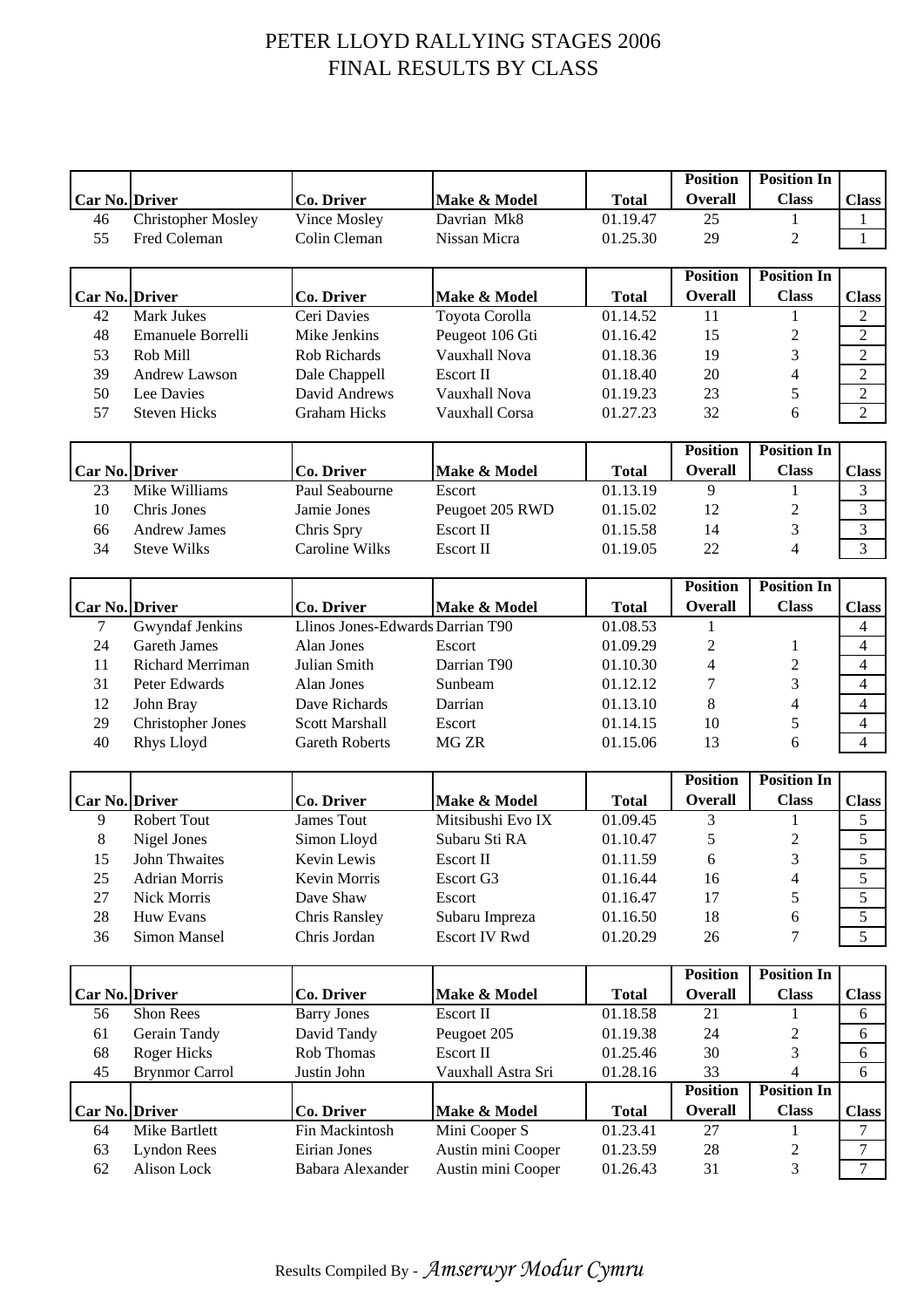# PETER LLOYD RALLYING STAGES 2006
# FINAL RESULTS BY CLASS

| Car No. | Driver | Co. Driver | Make & Model | Total | Position Overall | Position In Class | Class |
|---|---|---|---|---|---|---|---|
| 46 | Christopher Mosley | Vince Mosley | Davrian Mk8 | 01.19.47 | 25 | 1 | 1 |
| 55 | Fred Coleman | Colin Cleman | Nissan Micra | 01.25.30 | 29 | 2 | 1 |

| Car No. | Driver | Co. Driver | Make & Model | Total | Position Overall | Position In Class | Class |
|---|---|---|---|---|---|---|---|
| 42 | Mark Jukes | Ceri Davies | Toyota Corolla | 01.14.52 | 11 | 1 | 2 |
| 48 | Emanuele Borrelli | Mike Jenkins | Peugeot 106 Gti | 01.16.42 | 15 | 2 | 2 |
| 53 | Rob Mill | Rob Richards | Vauxhall Nova | 01.18.36 | 19 | 3 | 2 |
| 39 | Andrew Lawson | Dale Chappell | Escort II | 01.18.40 | 20 | 4 | 2 |
| 50 | Lee Davies | David Andrews | Vauxhall Nova | 01.19.23 | 23 | 5 | 2 |
| 57 | Steven Hicks | Graham Hicks | Vauxhall Corsa | 01.27.23 | 32 | 6 | 2 |

| Car No. | Driver | Co. Driver | Make & Model | Total | Position Overall | Position In Class | Class |
|---|---|---|---|---|---|---|---|
| 23 | Mike Williams | Paul Seabourne | Escort | 01.13.19 | 9 | 1 | 3 |
| 10 | Chris Jones | Jamie Jones | Peugoet 205 RWD | 01.15.02 | 12 | 2 | 3 |
| 66 | Andrew James | Chris Spry | Escort II | 01.15.58 | 14 | 3 | 3 |
| 34 | Steve Wilks | Caroline Wilks | Escort II | 01.19.05 | 22 | 4 | 3 |

| Car No. | Driver | Co. Driver | Make & Model | Total | Position Overall | Position In Class | Class |
|---|---|---|---|---|---|---|---|
| 7 | Gwyndaf Jenkins | Llinos Jones-Edwards | Darrian T90 | 01.08.53 | 1 | | 4 |
| 24 | Gareth James | Alan Jones | Escort | 01.09.29 | 2 | 1 | 4 |
| 11 | Richard Merriman | Julian Smith | Darrian T90 | 01.10.30 | 4 | 2 | 4 |
| 31 | Peter Edwards | Alan Jones | Sunbeam | 01.12.12 | 7 | 3 | 4 |
| 12 | John Bray | Dave Richards | Darrian | 01.13.10 | 8 | 4 | 4 |
| 29 | Christopher Jones | Scott Marshall | Escort | 01.14.15 | 10 | 5 | 4 |
| 40 | Rhys Lloyd | Gareth Roberts | MG ZR | 01.15.06 | 13 | 6 | 4 |

| Car No. | Driver | Co. Driver | Make & Model | Total | Position Overall | Position In Class | Class |
|---|---|---|---|---|---|---|---|
| 9 | Robert Tout | James Tout | Mitsibushi Evo IX | 01.09.45 | 3 | 1 | 5 |
| 8 | Nigel Jones | Simon Lloyd | Subaru Sti RA | 01.10.47 | 5 | 2 | 5 |
| 15 | John Thwaites | Kevin Lewis | Escort II | 01.11.59 | 6 | 3 | 5 |
| 25 | Adrian Morris | Kevin Morris | Escort G3 | 01.16.44 | 16 | 4 | 5 |
| 27 | Nick Morris | Dave Shaw | Escort | 01.16.47 | 17 | 5 | 5 |
| 28 | Huw Evans | Chris Ransley | Subaru Impreza | 01.16.50 | 18 | 6 | 5 |
| 36 | Simon Mansel | Chris Jordan | Escort IV Rwd | 01.20.29 | 26 | 7 | 5 |

| Car No. | Driver | Co. Driver | Make & Model | Total | Position Overall | Position In Class | Class |
|---|---|---|---|---|---|---|---|
| 56 | Shon Rees | Barry Jones | Escort II | 01.18.58 | 21 | 1 | 6 |
| 61 | Gerain Tandy | David Tandy | Peugoet 205 | 01.19.38 | 24 | 2 | 6 |
| 68 | Roger Hicks | Rob Thomas | Escort II | 01.25.46 | 30 | 3 | 6 |
| 45 | Brynmor Carrol | Justin John | Vauxhall Astra Sri | 01.28.16 | 33 | 4 | 6 |

| Car No. | Driver | Co. Driver | Make & Model | Total | Position Overall | Position In Class | Class |
|---|---|---|---|---|---|---|---|
| 64 | Mike Bartlett | Fin Mackintosh | Mini Cooper S | 01.23.41 | 27 | 1 | 7 |
| 63 | Lyndon Rees | Eirian Jones | Austin mini Cooper | 01.23.59 | 28 | 2 | 7 |
| 62 | Alison Lock | Babara Alexander | Austin mini Cooper | 01.26.43 | 31 | 3 | 7 |

Results Compiled By - *Amserwyr Modur Cymru*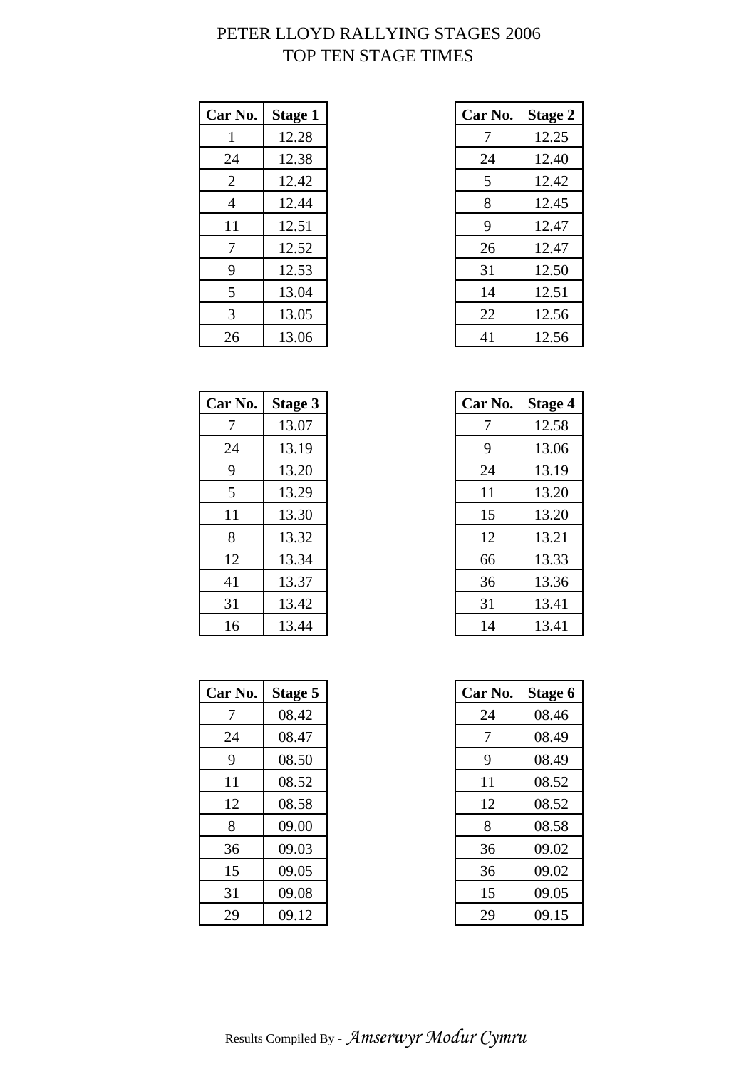# PETER LLOYD RALLYING STAGES 2006
## TOP TEN STAGE TIMES

| Car No. | Stage 1 |
|---|---|
| 1 | 12.28 |
| 24 | 12.38 |
| 2 | 12.42 |
| 4 | 12.44 |
| 11 | 12.51 |
| 7 | 12.52 |
| 9 | 12.53 |
| 5 | 13.04 |
| 3 | 13.05 |
| 26 | 13.06 |

| Car No. | Stage 2 |
|---|---|
| 7 | 12.25 |
| 24 | 12.40 |
| 5 | 12.42 |
| 8 | 12.45 |
| 9 | 12.47 |
| 26 | 12.47 |
| 31 | 12.50 |
| 14 | 12.51 |
| 22 | 12.56 |
| 41 | 12.56 |

| Car No. | Stage 3 |
|---|---|
| 7 | 13.07 |
| 24 | 13.19 |
| 9 | 13.20 |
| 5 | 13.29 |
| 11 | 13.30 |
| 8 | 13.32 |
| 12 | 13.34 |
| 41 | 13.37 |
| 31 | 13.42 |
| 16 | 13.44 |

| Car No. | Stage 4 |
|---|---|
| 7 | 12.58 |
| 9 | 13.06 |
| 24 | 13.19 |
| 11 | 13.20 |
| 15 | 13.20 |
| 12 | 13.21 |
| 66 | 13.33 |
| 36 | 13.36 |
| 31 | 13.41 |
| 14 | 13.41 |

| Car No. | Stage 5 |
|---|---|
| 7 | 08.42 |
| 24 | 08.47 |
| 9 | 08.50 |
| 11 | 08.52 |
| 12 | 08.58 |
| 8 | 09.00 |
| 36 | 09.03 |
| 15 | 09.05 |
| 31 | 09.08 |
| 29 | 09.12 |

| Car No. | Stage 6 |
|---|---|
| 24 | 08.46 |
| 7 | 08.49 |
| 9 | 08.49 |
| 11 | 08.52 |
| 12 | 08.52 |
| 8 | 08.58 |
| 36 | 09.02 |
| 36 | 09.02 |
| 15 | 09.05 |
| 29 | 09.15 |

Results Compiled By - *Amserwyr Modur Cymru*